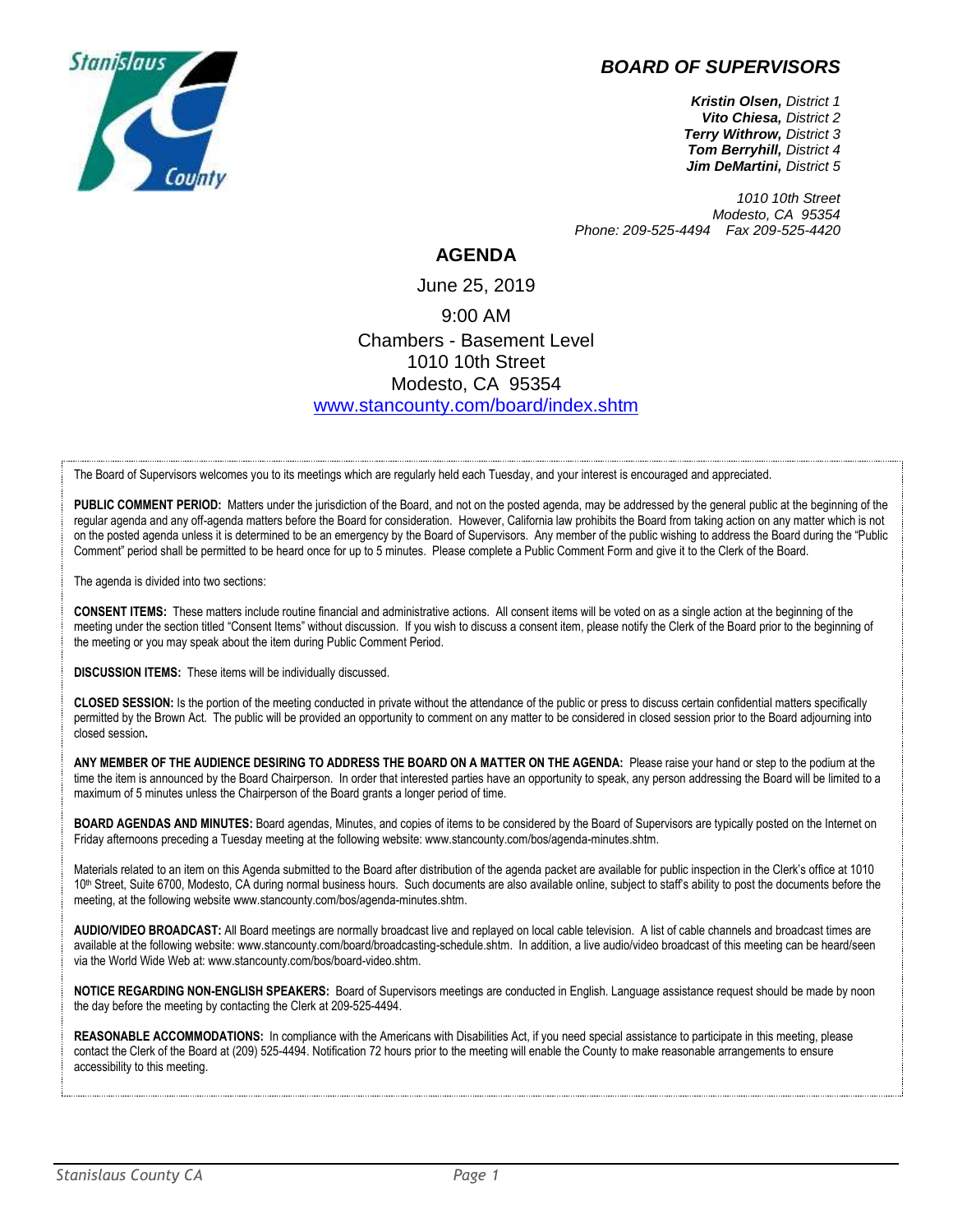# BOARD OF SUPERVISORS

***Kristin Olsen,*** *District 1*
***Vito Chiesa,*** *District 2*
***Terry Withrow,*** *District 3*
***Tom Berryhill,*** *District 4*
***Jim DeMartini,*** *District 5*

*1010 10th Street*
*Modesto, CA 95354*
*Phone: 209-525-4494 Fax 209-525-4420*

## AGENDA

June 25, 2019

9:00 AM

Chambers - Basement Level
1010 10th Street
Modesto, CA 95354
www.stancounty.com/board/index.shtm

The Board of Supervisors welcomes you to its meetings which are regularly held each Tuesday, and your interest is encouraged and appreciated.

**PUBLIC COMMENT PERIOD:** Matters under the jurisdiction of the Board, and not on the posted agenda, may be addressed by the general public at the beginning of the regular agenda and any off-agenda matters before the Board for consideration. However, California law prohibits the Board from taking action on any matter which is not on the posted agenda unless it is determined to be an emergency by the Board of Supervisors. Any member of the public wishing to address the Board during the "Public Comment" period shall be permitted to be heard once for up to 5 minutes. Please complete a Public Comment Form and give it to the Clerk of the Board.

The agenda is divided into two sections:

**CONSENT ITEMS:** These matters include routine financial and administrative actions. All consent items will be voted on as a single action at the beginning of the meeting under the section titled "Consent Items" without discussion. If you wish to discuss a consent item, please notify the Clerk of the Board prior to the beginning of the meeting or you may speak about the item during Public Comment Period.

**DISCUSSION ITEMS:** These items will be individually discussed.

**CLOSED SESSION:** Is the portion of the meeting conducted in private without the attendance of the public or press to discuss certain confidential matters specifically permitted by the Brown Act. The public will be provided an opportunity to comment on any matter to be considered in closed session prior to the Board adjourning into closed session**.**

**ANY MEMBER OF THE AUDIENCE DESIRING TO ADDRESS THE BOARD ON A MATTER ON THE AGENDA:** Please raise your hand or step to the podium at the time the item is announced by the Board Chairperson. In order that interested parties have an opportunity to speak, any person addressing the Board will be limited to a maximum of 5 minutes unless the Chairperson of the Board grants a longer period of time.

**BOARD AGENDAS AND MINUTES:** Board agendas, Minutes, and copies of items to be considered by the Board of Supervisors are typically posted on the Internet on Friday afternoons preceding a Tuesday meeting at the following website: www.stancounty.com/bos/agenda-minutes.shtm.

Materials related to an item on this Agenda submitted to the Board after distribution of the agenda packet are available for public inspection in the Clerk's office at 1010 10th Street, Suite 6700, Modesto, CA during normal business hours. Such documents are also available online, subject to staff's ability to post the documents before the meeting, at the following website www.stancounty.com/bos/agenda-minutes.shtm.

**AUDIO/VIDEO BROADCAST:** All Board meetings are normally broadcast live and replayed on local cable television. A list of cable channels and broadcast times are available at the following website: www.stancounty.com/board/broadcasting-schedule.shtm. In addition, a live audio/video broadcast of this meeting can be heard/seen via the World Wide Web at: www.stancounty.com/bos/board-video.shtm.

**NOTICE REGARDING NON-ENGLISH SPEAKERS:** Board of Supervisors meetings are conducted in English. Language assistance request should be made by noon the day before the meeting by contacting the Clerk at 209-525-4494.

**REASONABLE ACCOMMODATIONS:** In compliance with the Americans with Disabilities Act, if you need special assistance to participate in this meeting, please contact the Clerk of the Board at (209) 525-4494. Notification 72 hours prior to the meeting will enable the County to make reasonable arrangements to ensure accessibility to this meeting.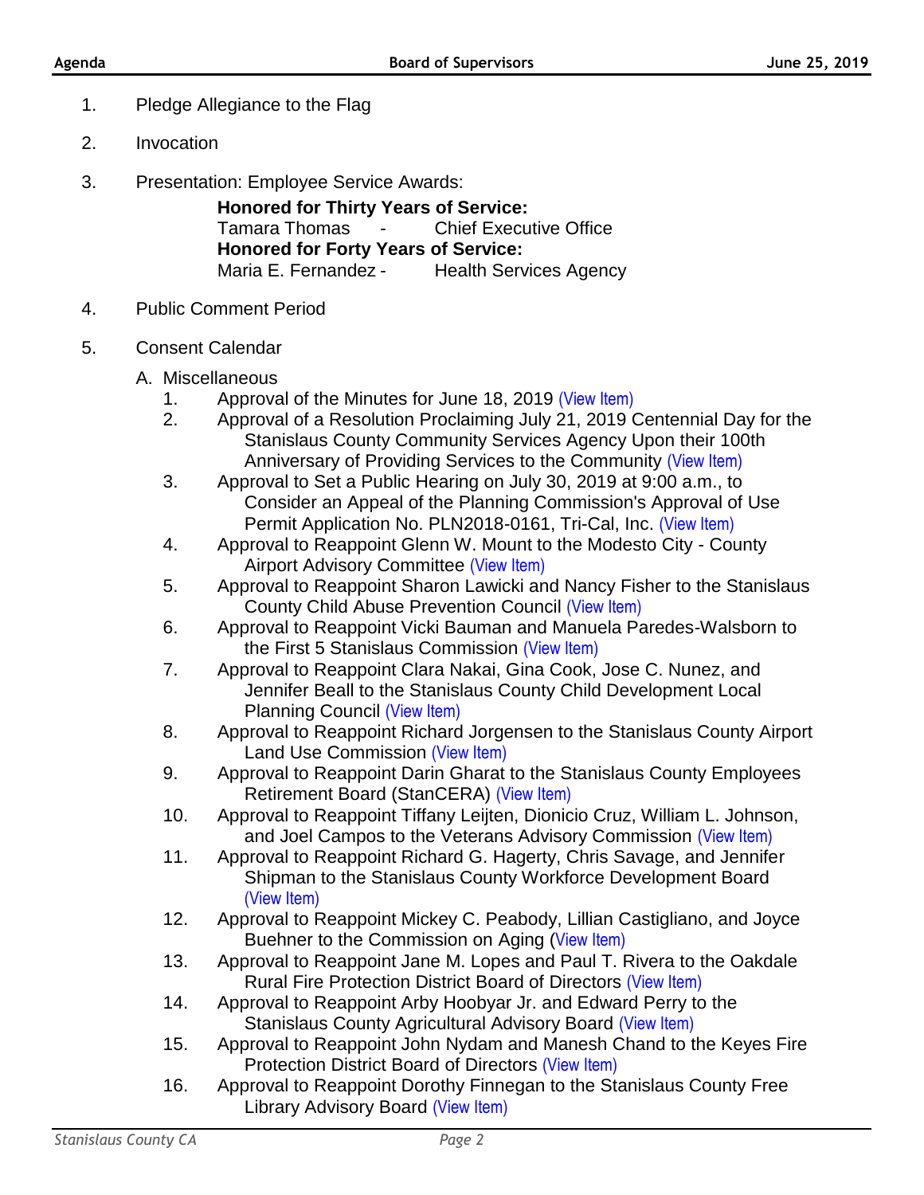1. Pledge Allegiance to the Flag
2. Invocation
3. Presentation: Employee Service Awards:

   **Honored for Thirty Years of Service:**
   Tamara Thomas - Chief Executive Office
   **Honored for Forty Years of Service:**
   Maria E. Fernandez - Health Services Agency

4. Public Comment Period
5. Consent Calendar

   A. Miscellaneous

   1. Approval of the Minutes for June 18, 2019 (View Item)
   2. Approval of a Resolution Proclaiming July 21, 2019 Centennial Day for the Stanislaus County Community Services Agency Upon their 100th Anniversary of Providing Services to the Community (View Item)
   3. Approval to Set a Public Hearing on July 30, 2019 at 9:00 a.m., to Consider an Appeal of the Planning Commission's Approval of Use Permit Application No. PLN2018-0161, Tri-Cal, Inc. (View Item)
   4. Approval to Reappoint Glenn W. Mount to the Modesto City - County Airport Advisory Committee (View Item)
   5. Approval to Reappoint Sharon Lawicki and Nancy Fisher to the Stanislaus County Child Abuse Prevention Council (View Item)
   6. Approval to Reappoint Vicki Bauman and Manuela Paredes-Walsborn to the First 5 Stanislaus Commission (View Item)
   7. Approval to Reappoint Clara Nakai, Gina Cook, Jose C. Nunez, and Jennifer Beall to the Stanislaus County Child Development Local Planning Council (View Item)
   8. Approval to Reappoint Richard Jorgensen to the Stanislaus County Airport Land Use Commission (View Item)
   9. Approval to Reappoint Darin Gharat to the Stanislaus County Employees Retirement Board (StanCERA) (View Item)
   10. Approval to Reappoint Tiffany Leijten, Dionicio Cruz, William L. Johnson, and Joel Campos to the Veterans Advisory Commission (View Item)
   11. Approval to Reappoint Richard G. Hagerty, Chris Savage, and Jennifer Shipman to the Stanislaus County Workforce Development Board (View Item)
   12. Approval to Reappoint Mickey C. Peabody, Lillian Castigliano, and Joyce Buehner to the Commission on Aging (View Item)
   13. Approval to Reappoint Jane M. Lopes and Paul T. Rivera to the Oakdale Rural Fire Protection District Board of Directors (View Item)
   14. Approval to Reappoint Arby Hoobyar Jr. and Edward Perry to the Stanislaus County Agricultural Advisory Board (View Item)
   15. Approval to Reappoint John Nydam and Manesh Chand to the Keyes Fire Protection District Board of Directors (View Item)
   16. Approval to Reappoint Dorothy Finnegan to the Stanislaus County Free Library Advisory Board (View Item)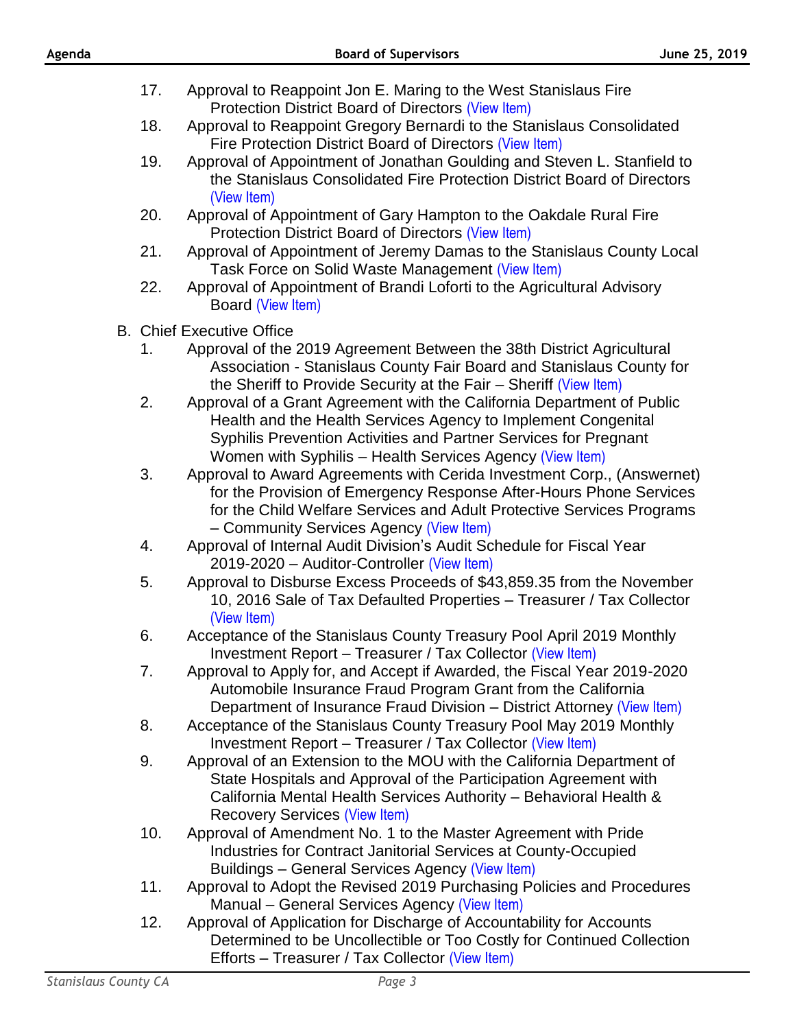17. Approval to Reappoint Jon E. Maring to the West Stanislaus Fire Protection District Board of Directors (View Item)
18. Approval to Reappoint Gregory Bernardi to the Stanislaus Consolidated Fire Protection District Board of Directors (View Item)
19. Approval of Appointment of Jonathan Goulding and Steven L. Stanfield to the Stanislaus Consolidated Fire Protection District Board of Directors (View Item)
20. Approval of Appointment of Gary Hampton to the Oakdale Rural Fire Protection District Board of Directors (View Item)
21. Approval of Appointment of Jeremy Damas to the Stanislaus County Local Task Force on Solid Waste Management (View Item)
22. Approval of Appointment of Brandi Loforti to the Agricultural Advisory Board (View Item)

B. Chief Executive Office

1. Approval of the 2019 Agreement Between the 38th District Agricultural Association - Stanislaus County Fair Board and Stanislaus County for the Sheriff to Provide Security at the Fair – Sheriff (View Item)
2. Approval of a Grant Agreement with the California Department of Public Health and the Health Services Agency to Implement Congenital Syphilis Prevention Activities and Partner Services for Pregnant Women with Syphilis – Health Services Agency (View Item)
3. Approval to Award Agreements with Cerida Investment Corp., (Answernet) for the Provision of Emergency Response After-Hours Phone Services for the Child Welfare Services and Adult Protective Services Programs – Community Services Agency (View Item)
4. Approval of Internal Audit Division's Audit Schedule for Fiscal Year 2019-2020 – Auditor-Controller (View Item)
5. Approval to Disburse Excess Proceeds of $43,859.35 from the November 10, 2016 Sale of Tax Defaulted Properties – Treasurer / Tax Collector (View Item)
6. Acceptance of the Stanislaus County Treasury Pool April 2019 Monthly Investment Report – Treasurer / Tax Collector (View Item)
7. Approval to Apply for, and Accept if Awarded, the Fiscal Year 2019-2020 Automobile Insurance Fraud Program Grant from the California Department of Insurance Fraud Division – District Attorney (View Item)
8. Acceptance of the Stanislaus County Treasury Pool May 2019 Monthly Investment Report – Treasurer / Tax Collector (View Item)
9. Approval of an Extension to the MOU with the California Department of State Hospitals and Approval of the Participation Agreement with California Mental Health Services Authority – Behavioral Health & Recovery Services (View Item)
10. Approval of Amendment No. 1 to the Master Agreement with Pride Industries for Contract Janitorial Services at County-Occupied Buildings – General Services Agency (View Item)
11. Approval to Adopt the Revised 2019 Purchasing Policies and Procedures Manual – General Services Agency (View Item)
12. Approval of Application for Discharge of Accountability for Accounts Determined to be Uncollectible or Too Costly for Continued Collection Efforts – Treasurer / Tax Collector (View Item)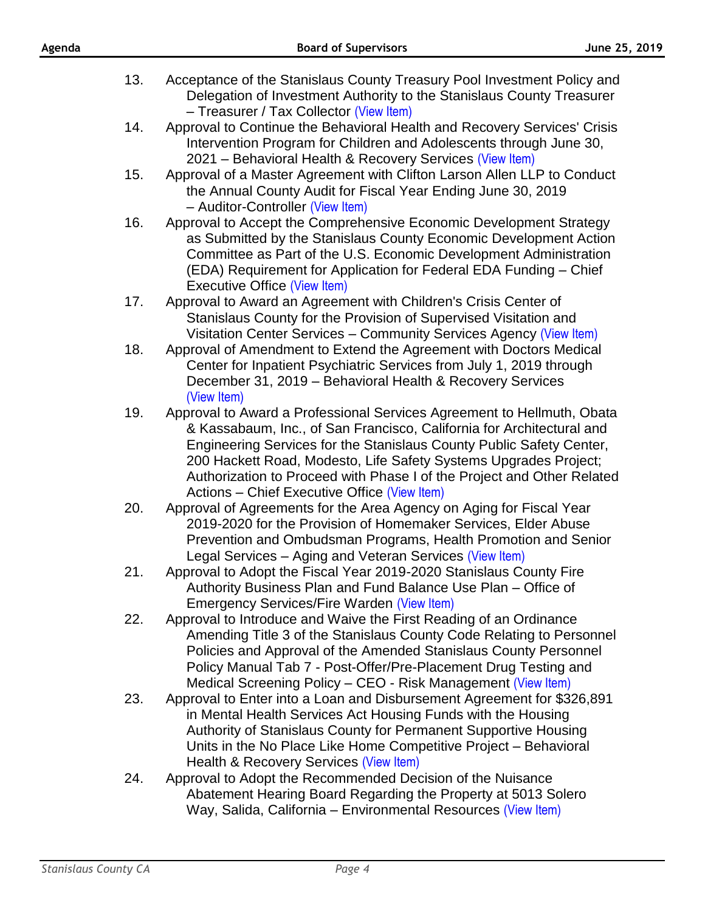13. Acceptance of the Stanislaus County Treasury Pool Investment Policy and Delegation of Investment Authority to the Stanislaus County Treasurer – Treasurer / Tax Collector (View Item)
14. Approval to Continue the Behavioral Health and Recovery Services' Crisis Intervention Program for Children and Adolescents through June 30, 2021 – Behavioral Health & Recovery Services (View Item)
15. Approval of a Master Agreement with Clifton Larson Allen LLP to Conduct the Annual County Audit for Fiscal Year Ending June 30, 2019 – Auditor-Controller (View Item)
16. Approval to Accept the Comprehensive Economic Development Strategy as Submitted by the Stanislaus County Economic Development Action Committee as Part of the U.S. Economic Development Administration (EDA) Requirement for Application for Federal EDA Funding – Chief Executive Office (View Item)
17. Approval to Award an Agreement with Children's Crisis Center of Stanislaus County for the Provision of Supervised Visitation and Visitation Center Services – Community Services Agency (View Item)
18. Approval of Amendment to Extend the Agreement with Doctors Medical Center for Inpatient Psychiatric Services from July 1, 2019 through December 31, 2019 – Behavioral Health & Recovery Services (View Item)
19. Approval to Award a Professional Services Agreement to Hellmuth, Obata & Kassabaum, Inc., of San Francisco, California for Architectural and Engineering Services for the Stanislaus County Public Safety Center, 200 Hackett Road, Modesto, Life Safety Systems Upgrades Project; Authorization to Proceed with Phase I of the Project and Other Related Actions – Chief Executive Office (View Item)
20. Approval of Agreements for the Area Agency on Aging for Fiscal Year 2019-2020 for the Provision of Homemaker Services, Elder Abuse Prevention and Ombudsman Programs, Health Promotion and Senior Legal Services – Aging and Veteran Services (View Item)
21. Approval to Adopt the Fiscal Year 2019-2020 Stanislaus County Fire Authority Business Plan and Fund Balance Use Plan – Office of Emergency Services/Fire Warden (View Item)
22. Approval to Introduce and Waive the First Reading of an Ordinance Amending Title 3 of the Stanislaus County Code Relating to Personnel Policies and Approval of the Amended Stanislaus County Personnel Policy Manual Tab 7 - Post-Offer/Pre-Placement Drug Testing and Medical Screening Policy – CEO - Risk Management (View Item)
23. Approval to Enter into a Loan and Disbursement Agreement for $326,891 in Mental Health Services Act Housing Funds with the Housing Authority of Stanislaus County for Permanent Supportive Housing Units in the No Place Like Home Competitive Project – Behavioral Health & Recovery Services (View Item)
24. Approval to Adopt the Recommended Decision of the Nuisance Abatement Hearing Board Regarding the Property at 5013 Solero Way, Salida, California – Environmental Resources (View Item)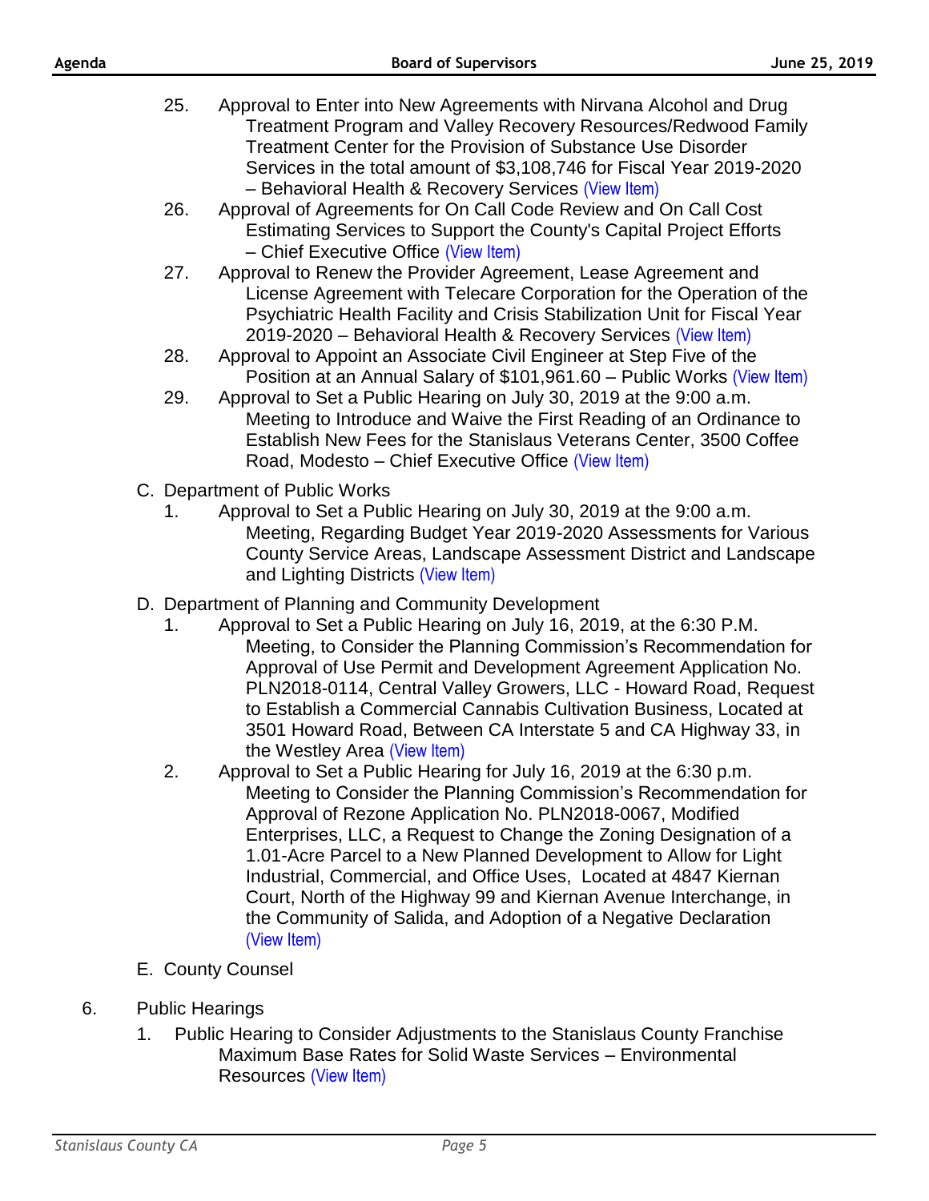25. Approval to Enter into New Agreements with Nirvana Alcohol and Drug Treatment Program and Valley Recovery Resources/Redwood Family Treatment Center for the Provision of Substance Use Disorder Services in the total amount of $3,108,746 for Fiscal Year 2019-2020 – Behavioral Health & Recovery Services (View Item)
26. Approval of Agreements for On Call Code Review and On Call Cost Estimating Services to Support the County's Capital Project Efforts – Chief Executive Office (View Item)
27. Approval to Renew the Provider Agreement, Lease Agreement and License Agreement with Telecare Corporation for the Operation of the Psychiatric Health Facility and Crisis Stabilization Unit for Fiscal Year 2019-2020 – Behavioral Health & Recovery Services (View Item)
28. Approval to Appoint an Associate Civil Engineer at Step Five of the Position at an Annual Salary of $101,961.60 – Public Works (View Item)
29. Approval to Set a Public Hearing on July 30, 2019 at the 9:00 a.m. Meeting to Introduce and Waive the First Reading of an Ordinance to Establish New Fees for the Stanislaus Veterans Center, 3500 Coffee Road, Modesto – Chief Executive Office (View Item)

C. Department of Public Works
   1. Approval to Set a Public Hearing on July 30, 2019 at the 9:00 a.m. Meeting, Regarding Budget Year 2019-2020 Assessments for Various County Service Areas, Landscape Assessment District and Landscape and Lighting Districts (View Item)

D. Department of Planning and Community Development
   1. Approval to Set a Public Hearing on July 16, 2019, at the 6:30 P.M. Meeting, to Consider the Planning Commission's Recommendation for Approval of Use Permit and Development Agreement Application No. PLN2018-0114, Central Valley Growers, LLC - Howard Road, Request to Establish a Commercial Cannabis Cultivation Business, Located at 3501 Howard Road, Between CA Interstate 5 and CA Highway 33, in the Westley Area (View Item)
   2. Approval to Set a Public Hearing for July 16, 2019 at the 6:30 p.m. Meeting to Consider the Planning Commission's Recommendation for Approval of Rezone Application No. PLN2018-0067, Modified Enterprises, LLC, a Request to Change the Zoning Designation of a 1.01-Acre Parcel to a New Planned Development to Allow for Light Industrial, Commercial, and Office Uses, Located at 4847 Kiernan Court, North of the Highway 99 and Kiernan Avenue Interchange, in the Community of Salida, and Adoption of a Negative Declaration (View Item)

E. County Counsel

6. Public Hearings
   1. Public Hearing to Consider Adjustments to the Stanislaus County Franchise Maximum Base Rates for Solid Waste Services – Environmental Resources (View Item)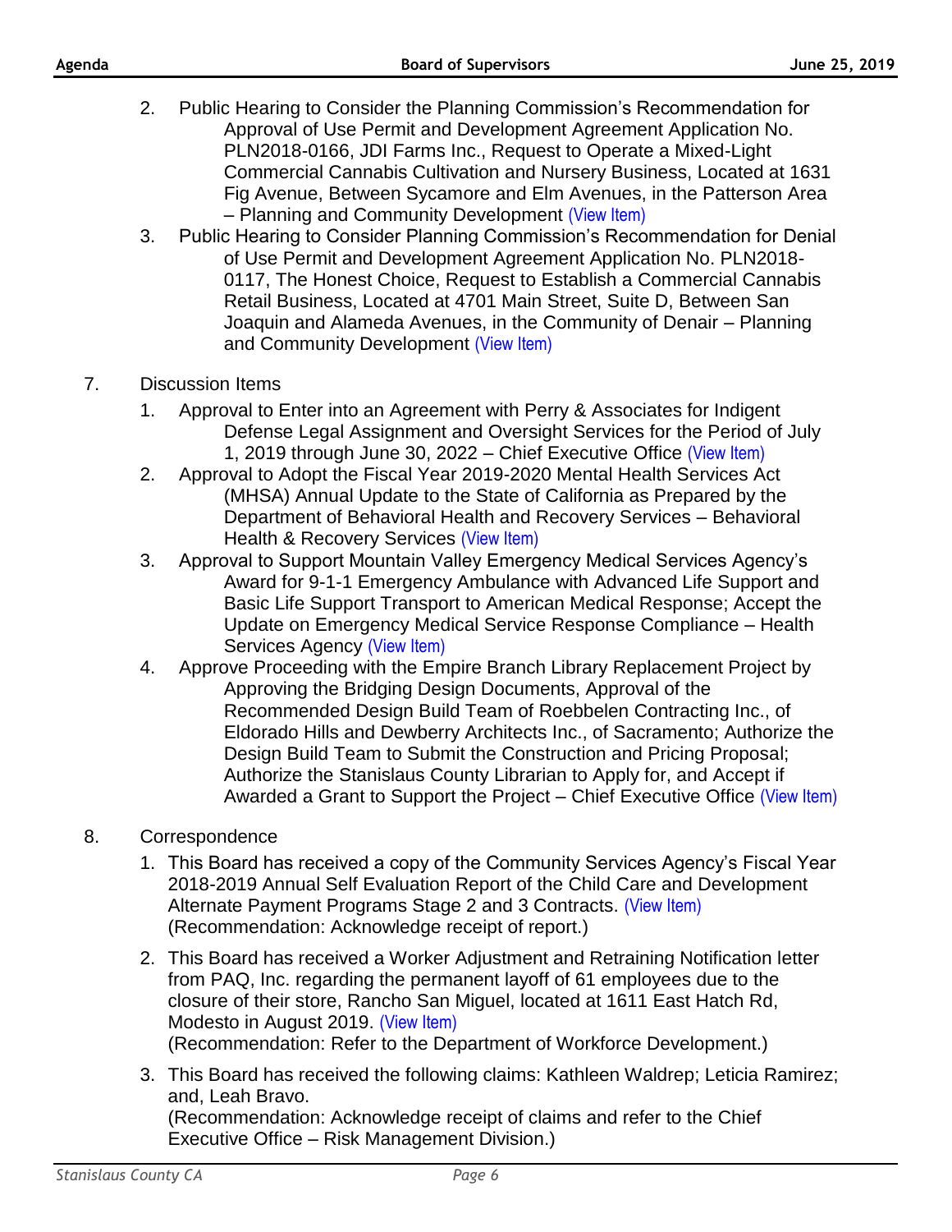2. Public Hearing to Consider the Planning Commission's Recommendation for Approval of Use Permit and Development Agreement Application No. PLN2018-0166, JDI Farms Inc., Request to Operate a Mixed-Light Commercial Cannabis Cultivation and Nursery Business, Located at 1631 Fig Avenue, Between Sycamore and Elm Avenues, in the Patterson Area – Planning and Community Development (View Item)
3. Public Hearing to Consider Planning Commission's Recommendation for Denial of Use Permit and Development Agreement Application No. PLN2018-0117, The Honest Choice, Request to Establish a Commercial Cannabis Retail Business, Located at 4701 Main Street, Suite D, Between San Joaquin and Alameda Avenues, in the Community of Denair – Planning and Community Development (View Item)

7. Discussion Items
   1. Approval to Enter into an Agreement with Perry & Associates for Indigent Defense Legal Assignment and Oversight Services for the Period of July 1, 2019 through June 30, 2022 – Chief Executive Office (View Item)
   2. Approval to Adopt the Fiscal Year 2019-2020 Mental Health Services Act (MHSA) Annual Update to the State of California as Prepared by the Department of Behavioral Health and Recovery Services – Behavioral Health & Recovery Services (View Item)
   3. Approval to Support Mountain Valley Emergency Medical Services Agency's Award for 9-1-1 Emergency Ambulance with Advanced Life Support and Basic Life Support Transport to American Medical Response; Accept the Update on Emergency Medical Service Response Compliance – Health Services Agency (View Item)
   4. Approve Proceeding with the Empire Branch Library Replacement Project by Approving the Bridging Design Documents, Approval of the Recommended Design Build Team of Roebbelen Contracting Inc., of Eldorado Hills and Dewberry Architects Inc., of Sacramento; Authorize the Design Build Team to Submit the Construction and Pricing Proposal; Authorize the Stanislaus County Librarian to Apply for, and Accept if Awarded a Grant to Support the Project – Chief Executive Office (View Item)

8. Correspondence
   1. This Board has received a copy of the Community Services Agency's Fiscal Year 2018-2019 Annual Self Evaluation Report of the Child Care and Development Alternate Payment Programs Stage 2 and 3 Contracts. (View Item)
      (Recommendation: Acknowledge receipt of report.)
   2. This Board has received a Worker Adjustment and Retraining Notification letter from PAQ, Inc. regarding the permanent layoff of 61 employees due to the closure of their store, Rancho San Miguel, located at 1611 East Hatch Rd, Modesto in August 2019. (View Item)
      (Recommendation: Refer to the Department of Workforce Development.)
   3. This Board has received the following claims: Kathleen Waldrep; Leticia Ramirez; and, Leah Bravo.
      (Recommendation: Acknowledge receipt of claims and refer to the Chief Executive Office – Risk Management Division.)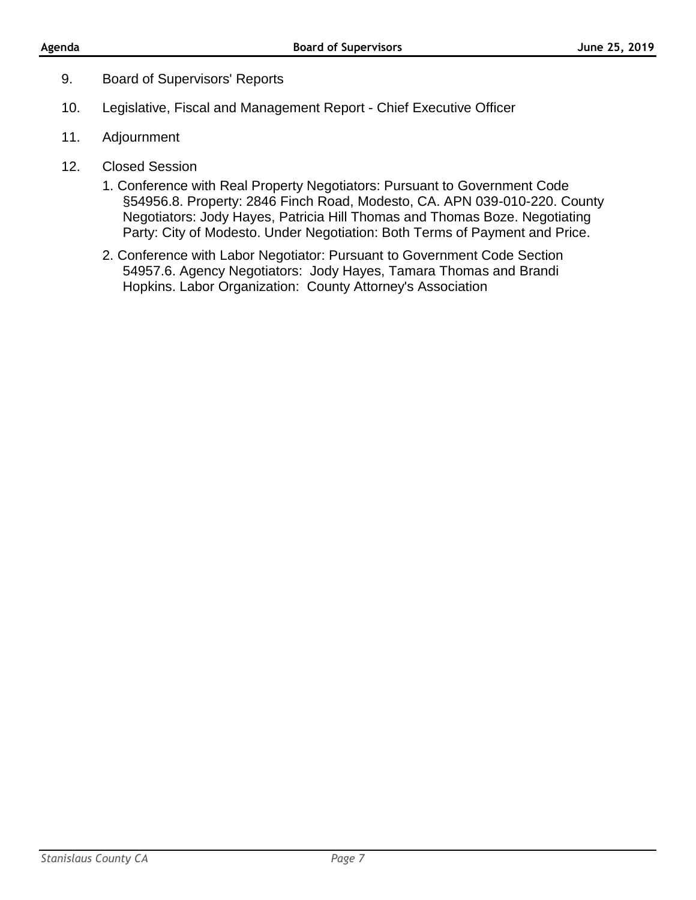9. Board of Supervisors' Reports

10. Legislative, Fiscal and Management Report - Chief Executive Officer

11. Adjournment

12. Closed Session

    1. Conference with Real Property Negotiators: Pursuant to Government Code §54956.8. Property: 2846 Finch Road, Modesto, CA. APN 039-010-220. County Negotiators: Jody Hayes, Patricia Hill Thomas and Thomas Boze. Negotiating Party: City of Modesto. Under Negotiation: Both Terms of Payment and Price.

    2. Conference with Labor Negotiator: Pursuant to Government Code Section 54957.6. Agency Negotiators: Jody Hayes, Tamara Thomas and Brandi Hopkins. Labor Organization: County Attorney's Association